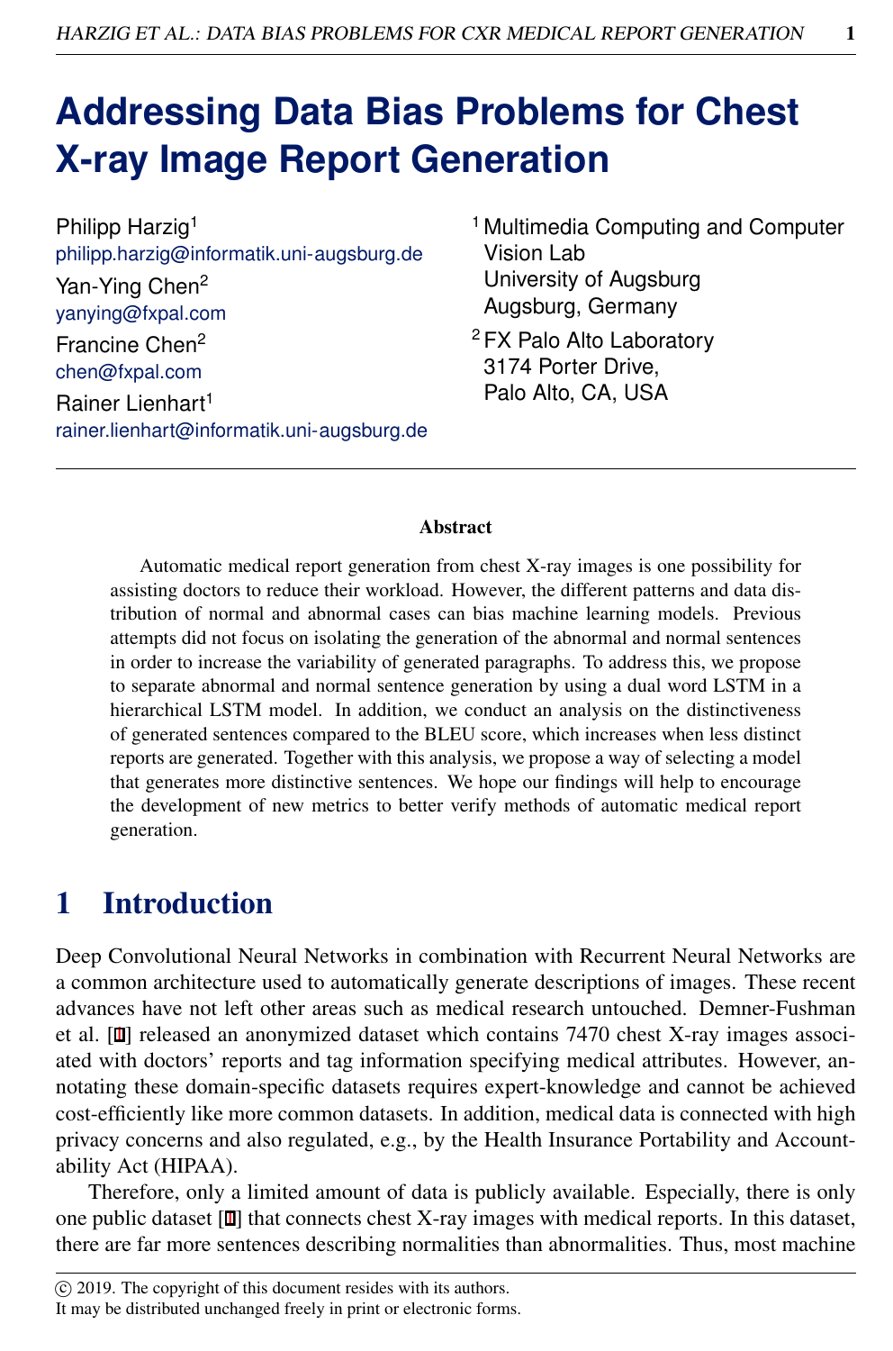# Addressing Data Bias Problems for Chest X-ray Image Report Generation

Philipp Harzig[1]
philipp.harzig@informatik.uni-augsburg.de

Yan-Ying Chen[2]
yanying@fxpal.com

Francine Chen[2]
chen@fxpal.com

Rainer Lienhart[1]
rainer.lienhart@informatik.uni-augsburg.de

[1] Multimedia Computing and Computer Vision Lab
University of Augsburg
Augsburg, Germany

[2] FX Palo Alto Laboratory
3174 Porter Drive,
Palo Alto, CA, USA

### Abstract

Automatic medical report generation from chest X-ray images is one possibility for assisting doctors to reduce their workload. However, the different patterns and data distribution of normal and abnormal cases can bias machine learning models. Previous attempts did not focus on isolating the generation of the abnormal and normal sentences in order to increase the variability of generated paragraphs. To address this, we propose to separate abnormal and normal sentence generation by using a dual word LSTM in a hierarchical LSTM model. In addition, we conduct an analysis on the distinctiveness of generated sentences compared to the BLEU score, which increases when less distinct reports are generated. Together with this analysis, we propose a way of selecting a model that generates more distinctive sentences. We hope our findings will help to encourage the development of new metrics to better verify methods of automatic medical report generation.

## 1 Introduction

Deep Convolutional Neural Networks in combination with Recurrent Neural Networks are a common architecture used to automatically generate descriptions of images. These recent advances have not left other areas such as medical research untouched. Demner-Fushman et al. [1] released an anonymized dataset which contains 7470 chest X-ray images associated with doctors' reports and tag information specifying medical attributes. However, annotating these domain-specific datasets requires expert-knowledge and cannot be achieved cost-efficiently like more common datasets. In addition, medical data is connected with high privacy concerns and also regulated, e.g., by the Health Insurance Portability and Accountability Act (HIPAA).

Therefore, only a limited amount of data is publicly available. Especially, there is only one public dataset [1] that connects chest X-ray images with medical reports. In this dataset, there are far more sentences describing normalities than abnormalities. Thus, most machine

© 2019. The copyright of this document resides with its authors.
It may be distributed unchanged freely in print or electronic forms.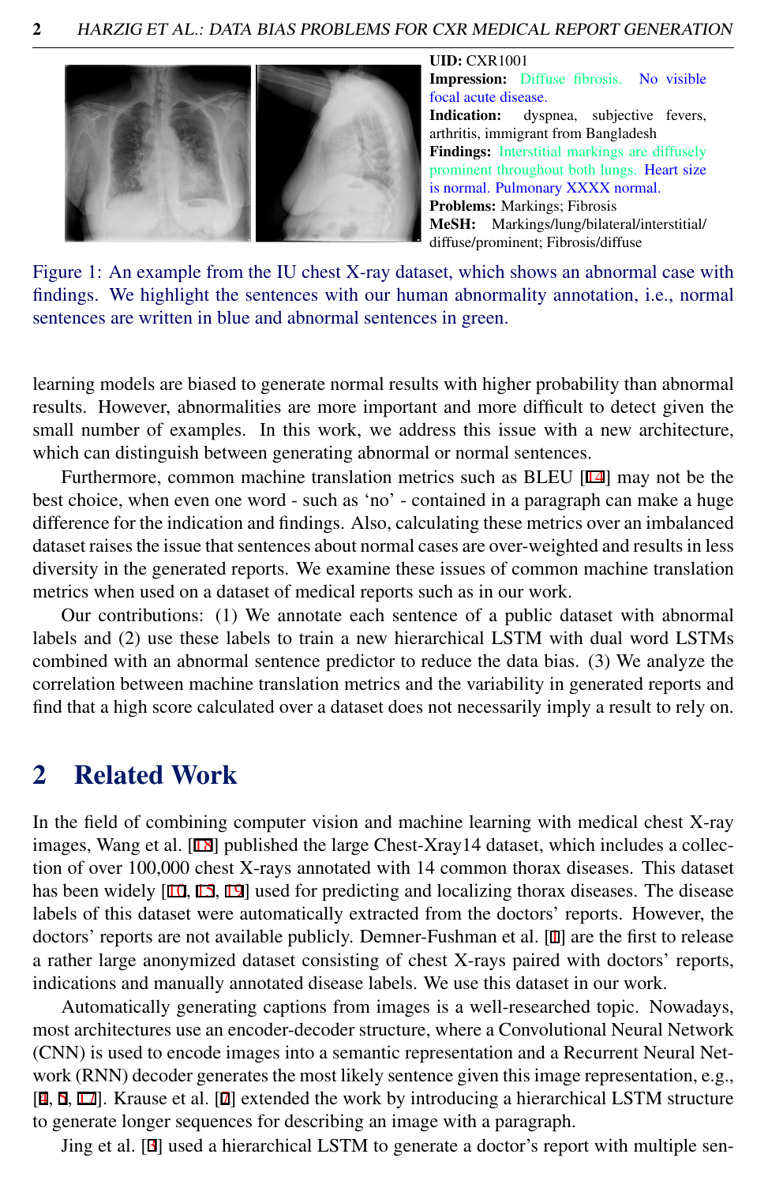**UID:** CXR1001
**Impression:** Diffuse fibrosis. No visible focal acute disease.
**Indication:** dyspnea, subjective fevers, arthritis, immigrant from Bangladesh
**Findings:** Interstitial markings are diffusely prominent throughout both lungs. Heart size is normal. Pulmonary XXXX normal.
**Problems:** Markings; Fibrosis
**MeSH:** Markings/lung/bilateral/interstitial/diffuse/prominent; Fibrosis/diffuse

Figure 1: An example from the IU chest X-ray dataset, which shows an abnormal case with findings. We highlight the sentences with our human abnormality annotation, i.e., normal sentences are written in blue and abnormal sentences in green.

learning models are biased to generate normal results with higher probability than abnormal results. However, abnormalities are more important and more difficult to detect given the small number of examples. In this work, we address this issue with a new architecture, which can distinguish between generating abnormal or normal sentences.

Furthermore, common machine translation metrics such as BLEU [14] may not be the best choice, when even one word - such as 'no' - contained in a paragraph can make a huge difference for the indication and findings. Also, calculating these metrics over an imbalanced dataset raises the issue that sentences about normal cases are over-weighted and results in less diversity in the generated reports. We examine these issues of common machine translation metrics when used on a dataset of medical reports such as in our work.

Our contributions: (1) We annotate each sentence of a public dataset with abnormal labels and (2) use these labels to train a new hierarchical LSTM with dual word LSTMs combined with an abnormal sentence predictor to reduce the data bias. (3) We analyze the correlation between machine translation metrics and the variability in generated reports and find that a high score calculated over a dataset does not necessarily imply a result to rely on.

## 2 Related Work

In the field of combining computer vision and machine learning with medical chest X-ray images, Wang et al. [18] published the large Chest-Xray14 dataset, which includes a collection of over 100,000 chest X-rays annotated with 14 common thorax diseases. This dataset has been widely [10, 15, 19] used for predicting and localizing thorax diseases. The disease labels of this dataset were automatically extracted from the doctors' reports. However, the doctors' reports are not available publicly. Demner-Fushman et al. [1] are the first to release a rather large anonymized dataset consisting of chest X-rays paired with doctors' reports, indications and manually annotated disease labels. We use this dataset in our work.

Automatically generating captions from images is a well-researched topic. Nowadays, most architectures use an encoder-decoder structure, where a Convolutional Neural Network (CNN) is used to encode images into a semantic representation and a Recurrent Neural Network (RNN) decoder generates the most likely sentence given this image representation, e.g., [4, 5, 17]. Krause et al. [7] extended the work by introducing a hierarchical LSTM structure to generate longer sequences for describing an image with a paragraph.

Jing et al. [3] used a hierarchical LSTM to generate a doctor's report with multiple sen-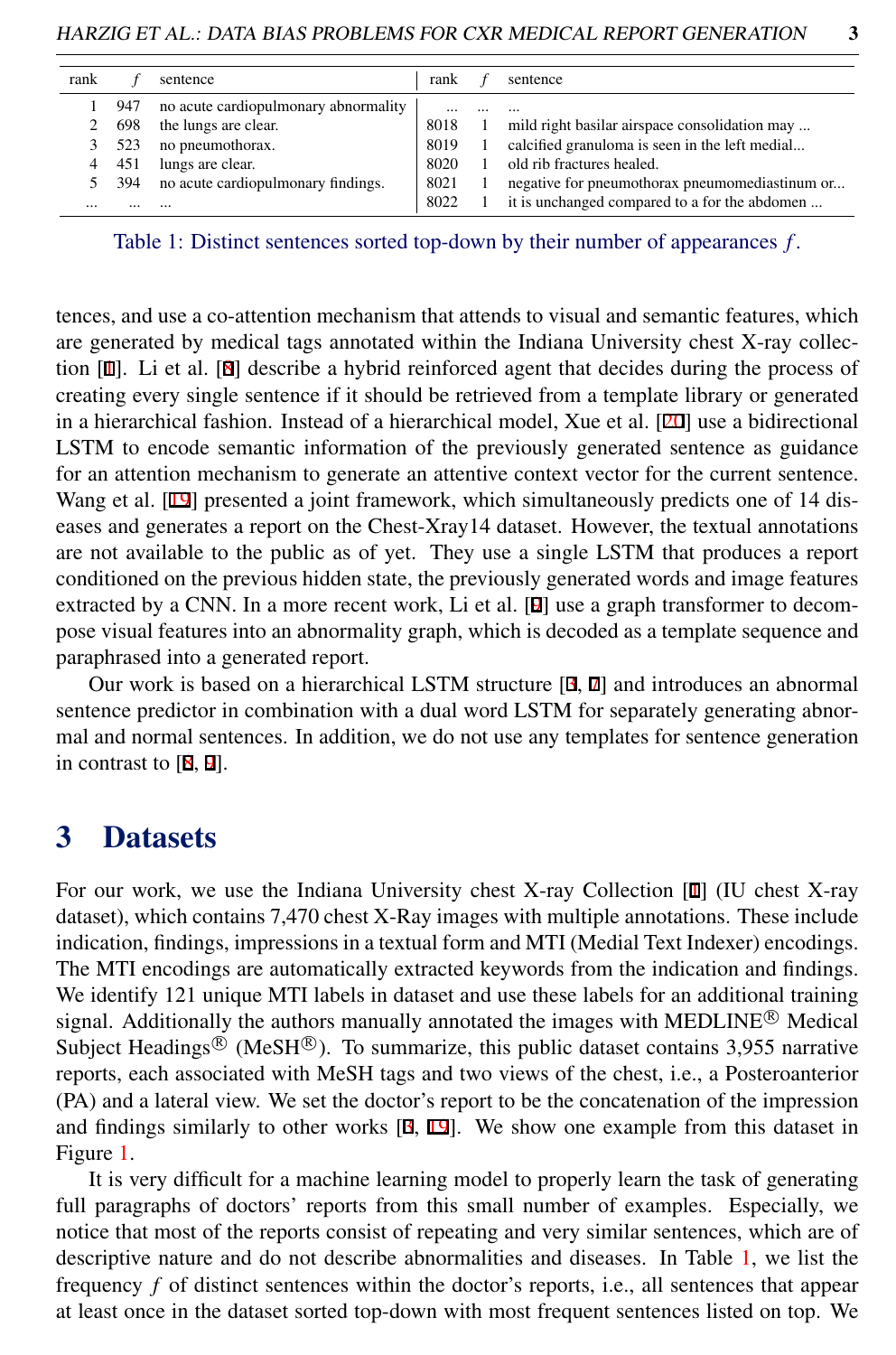| rank | $f$ | sentence | rank | $f$ | sentence |
|---|---|---|---|---|---|
| 1 | 947 | no acute cardiopulmonary abnormality | ... | ... | ... |
| 2 | 698 | the lungs are clear. | 8018 | 1 | mild right basilar airspace consolidation may ... |
| 3 | 523 | no pneumothorax. | 8019 | 1 | calcified granuloma is seen in the left medial... |
| 4 | 451 | lungs are clear. | 8020 | 1 | old rib fractures healed. |
| 5 | 394 | no acute cardiopulmonary findings. | 8021 | 1 | negative for pneumothorax pneumomediastinum or... |
| ... | ... | ... | 8022 | 1 | it is unchanged compared to a for the abdomen ... |

Table 1: Distinct sentences sorted top-down by their number of appearances $f$.

tences, and use a co-attention mechanism that attends to visual and semantic features, which are generated by medical tags annotated within the Indiana University chest X-ray collection [1]. Li et al. [8] describe a hybrid reinforced agent that decides during the process of creating every single sentence if it should be retrieved from a template library or generated in a hierarchical fashion. Instead of a hierarchical model, Xue et al. [20] use a bidirectional LSTM to encode semantic information of the previously generated sentence as guidance for an attention mechanism to generate an attentive context vector for the current sentence. Wang et al. [19] presented a joint framework, which simultaneously predicts one of 14 diseases and generates a report on the Chest-Xray14 dataset. However, the textual annotations are not available to the public as of yet. They use a single LSTM that produces a report conditioned on the previous hidden state, the previously generated words and image features extracted by a CNN. In a more recent work, Li et al. [9] use a graph transformer to decompose visual features into an abnormality graph, which is decoded as a template sequence and paraphrased into a generated report.

Our work is based on a hierarchical LSTM structure [3, 7] and introduces an abnormal sentence predictor in combination with a dual word LSTM for separately generating abnormal and normal sentences. In addition, we do not use any templates for sentence generation in contrast to [8, 9].

# 3 Datasets

For our work, we use the Indiana University chest X-ray Collection [1] (IU chest X-ray dataset), which contains 7,470 chest X-Ray images with multiple annotations. These include indication, findings, impressions in a textual form and MTI (Medial Text Indexer) encodings. The MTI encodings are automatically extracted keywords from the indication and findings. We identify 121 unique MTI labels in dataset and use these labels for an additional training signal. Additionally the authors manually annotated the images with MEDLINE® Medical Subject Headings® (MeSH®). To summarize, this public dataset contains 3,955 narrative reports, each associated with MeSH tags and two views of the chest, i.e., a Posteroanterior (PA) and a lateral view. We set the doctor's report to be the concatenation of the impression and findings similarly to other works [6, 19]. We show one example from this dataset in Figure 1.

It is very difficult for a machine learning model to properly learn the task of generating full paragraphs of doctors' reports from this small number of examples. Especially, we notice that most of the reports consist of repeating and very similar sentences, which are of descriptive nature and do not describe abnormalities and diseases. In Table 1, we list the frequency $f$ of distinct sentences within the doctor's reports, i.e., all sentences that appear at least once in the dataset sorted top-down with most frequent sentences listed on top. We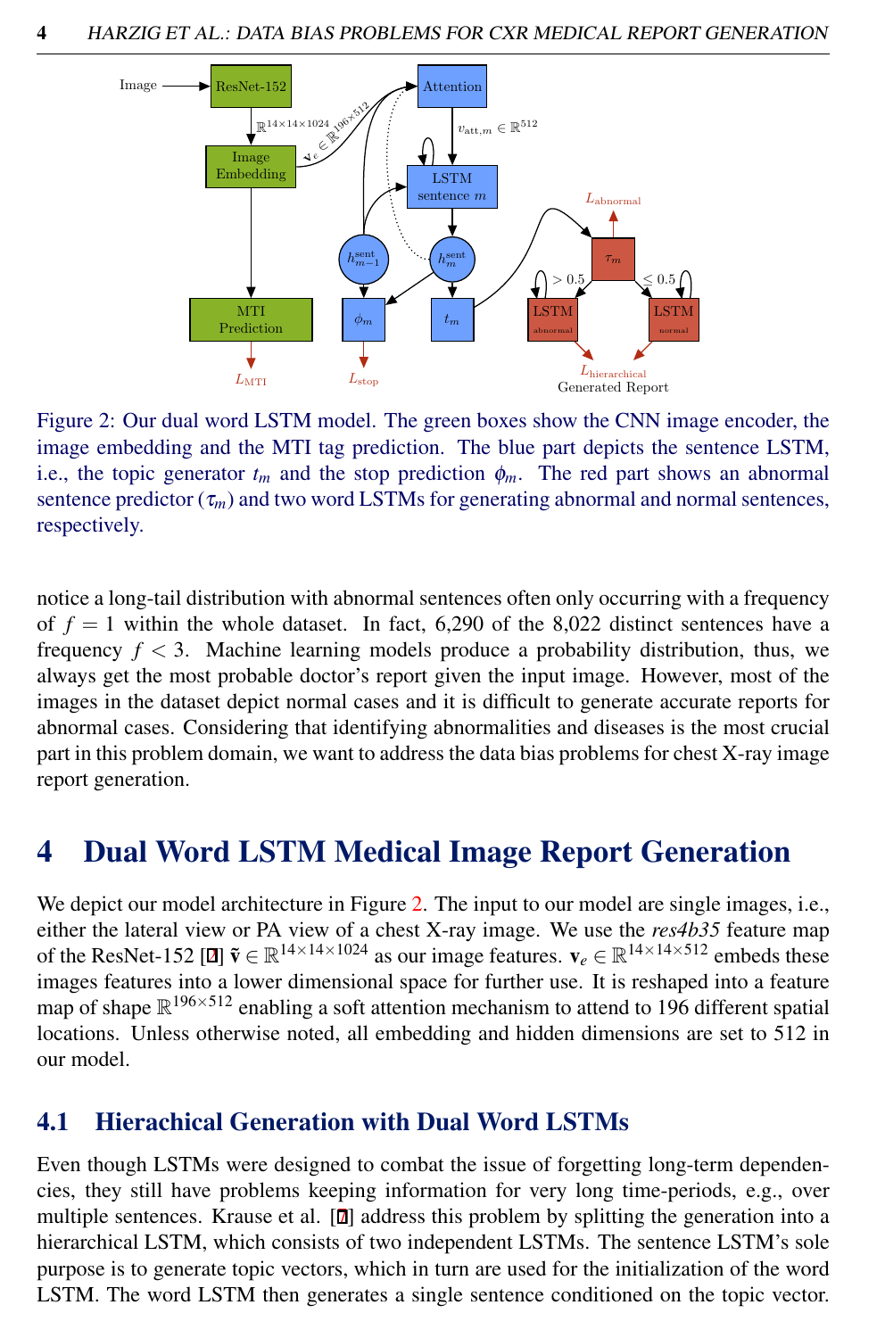Figure 2: Our dual word LSTM model. The green boxes show the CNN image encoder, the image embedding and the MTI tag prediction. The blue part depicts the sentence LSTM, i.e., the topic generator $t_m$ and the stop prediction $\phi_m$. The red part shows an abnormal sentence predictor ($\tau_m$) and two word LSTMs for generating abnormal and normal sentences, respectively.

notice a long-tail distribution with abnormal sentences often only occurring with a frequency of $f = 1$ within the whole dataset. In fact, 6,290 of the 8,022 distinct sentences have a frequency $f < 3$. Machine learning models produce a probability distribution, thus, we always get the most probable doctor's report given the input image. However, most of the images in the dataset depict normal cases and it is difficult to generate accurate reports for abnormal cases. Considering that identifying abnormalities and diseases is the most crucial part in this problem domain, we want to address the data bias problems for chest X-ray image report generation.

# 4 Dual Word LSTM Medical Image Report Generation

We depict our model architecture in Figure 2. The input to our model are single images, i.e., either the lateral view or PA view of a chest X-ray image. We use the *res4b35* feature map of the ResNet-152 [2] $\tilde{\mathbf{v}} \in \mathbb{R}^{14\times14\times1024}$ as our image features. $\mathbf{v}_e \in \mathbb{R}^{14\times14\times512}$ embeds these images features into a lower dimensional space for further use. It is reshaped into a feature map of shape $\mathbb{R}^{196\times512}$ enabling a soft attention mechanism to attend to 196 different spatial locations. Unless otherwise noted, all embedding and hidden dimensions are set to 512 in our model.

## 4.1 Hierachical Generation with Dual Word LSTMs

Even though LSTMs were designed to combat the issue of forgetting long-term dependencies, they still have problems keeping information for very long time-periods, e.g., over multiple sentences. Krause et al. [7] address this problem by splitting the generation into a hierarchical LSTM, which consists of two independent LSTMs. The sentence LSTM's sole purpose is to generate topic vectors, which in turn are used for the initialization of the word LSTM. The word LSTM then generates a single sentence conditioned on the topic vector.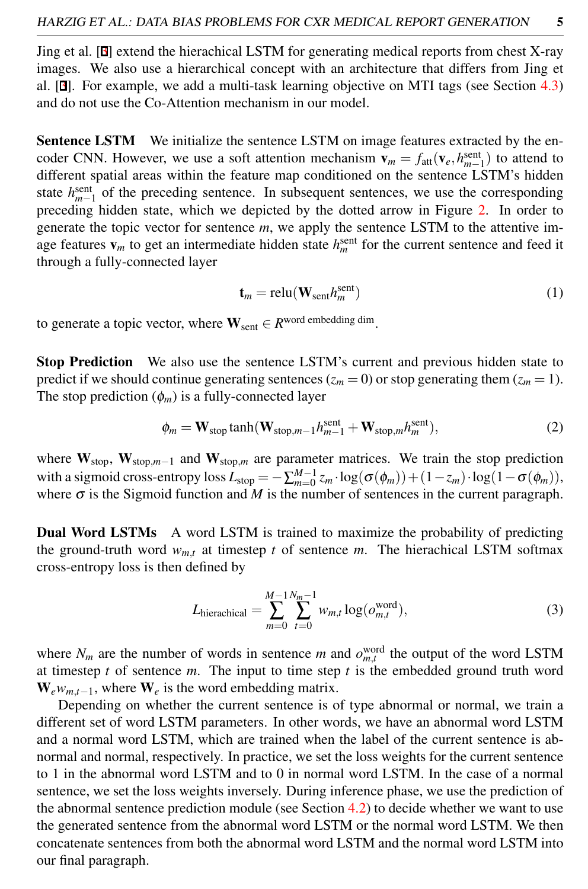Jing et al. [3] extend the hierachical LSTM for generating medical reports from chest X-ray images. We also use a hierarchical concept with an architecture that differs from Jing et al. [3]. For example, we add a multi-task learning objective on MTI tags (see Section 4.3) and do not use the Co-Attention mechanism in our model.

**Sentence LSTM** We initialize the sentence LSTM on image features extracted by the encoder CNN. However, we use a soft attention mechanism $\mathbf{v}_m = f_{\text{att}}(\mathbf{v}_e, h^{\text{sent}}_{m-1})$ to attend to different spatial areas within the feature map conditioned on the sentence LSTM's hidden state $h^{\text{sent}}_{m-1}$ of the preceding sentence. In subsequent sentences, we use the corresponding preceding hidden state, which we depicted by the dotted arrow in Figure 2. In order to generate the topic vector for sentence $m$, we apply the sentence LSTM to the attentive image features $\mathbf{v}_m$ to get an intermediate hidden state $h^{\text{sent}}_m$ for the current sentence and feed it through a fully-connected layer

$$\mathbf{t}_m = \text{relu}(\mathbf{W}_{\text{sent}} h^{\text{sent}}_m) \tag{1}$$

to generate a topic vector, where $\mathbf{W}_{\text{sent}} \in R^{\text{word embedding dim}}$.

**Stop Prediction** We also use the sentence LSTM's current and previous hidden state to predict if we should continue generating sentences ($z_m = 0$) or stop generating them ($z_m = 1$). The stop prediction ($\phi_m$) is a fully-connected layer

$$\phi_m = \mathbf{W}_{\text{stop}} \tanh(\mathbf{W}_{\text{stop},m-1} h^{\text{sent}}_{m-1} + \mathbf{W}_{\text{stop},m} h^{\text{sent}}_m), \tag{2}$$

where $\mathbf{W}_{\text{stop}}$, $\mathbf{W}_{\text{stop},m-1}$ and $\mathbf{W}_{\text{stop},m}$ are parameter matrices. We train the stop prediction with a sigmoid cross-entropy loss $L_{\text{stop}} = -\sum_{m=0}^{M-1} z_m \cdot \log(\sigma(\phi_m)) + (1 - z_m) \cdot \log(1 - \sigma(\phi_m))$, where $\sigma$ is the Sigmoid function and $M$ is the number of sentences in the current paragraph.

**Dual Word LSTMs** A word LSTM is trained to maximize the probability of predicting the ground-truth word $w_{m,t}$ at timestep $t$ of sentence $m$. The hierachical LSTM softmax cross-entropy loss is then defined by

$$L_{\text{hierachical}} = \sum_{m=0}^{M-1} \sum_{t=0}^{N_m - 1} w_{m,t} \log(o^{\text{word}}_{m,t}), \tag{3}$$

where $N_m$ are the number of words in sentence $m$ and $o^{\text{word}}_{m,t}$ the output of the word LSTM at timestep $t$ of sentence $m$. The input to time step $t$ is the embedded ground truth word $\mathbf{W}_e w_{m,t-1}$, where $\mathbf{W}_e$ is the word embedding matrix.

Depending on whether the current sentence is of type abnormal or normal, we train a different set of word LSTM parameters. In other words, we have an abnormal word LSTM and a normal word LSTM, which are trained when the label of the current sentence is abnormal and normal, respectively. In practice, we set the loss weights for the current sentence to 1 in the abnormal word LSTM and to 0 in normal word LSTM. In the case of a normal sentence, we set the loss weights inversely. During inference phase, we use the prediction of the abnormal sentence prediction module (see Section 4.2) to decide whether we want to use the generated sentence from the abnormal word LSTM or the normal word LSTM. We then concatenate sentences from both the abnormal word LSTM and the normal word LSTM into our final paragraph.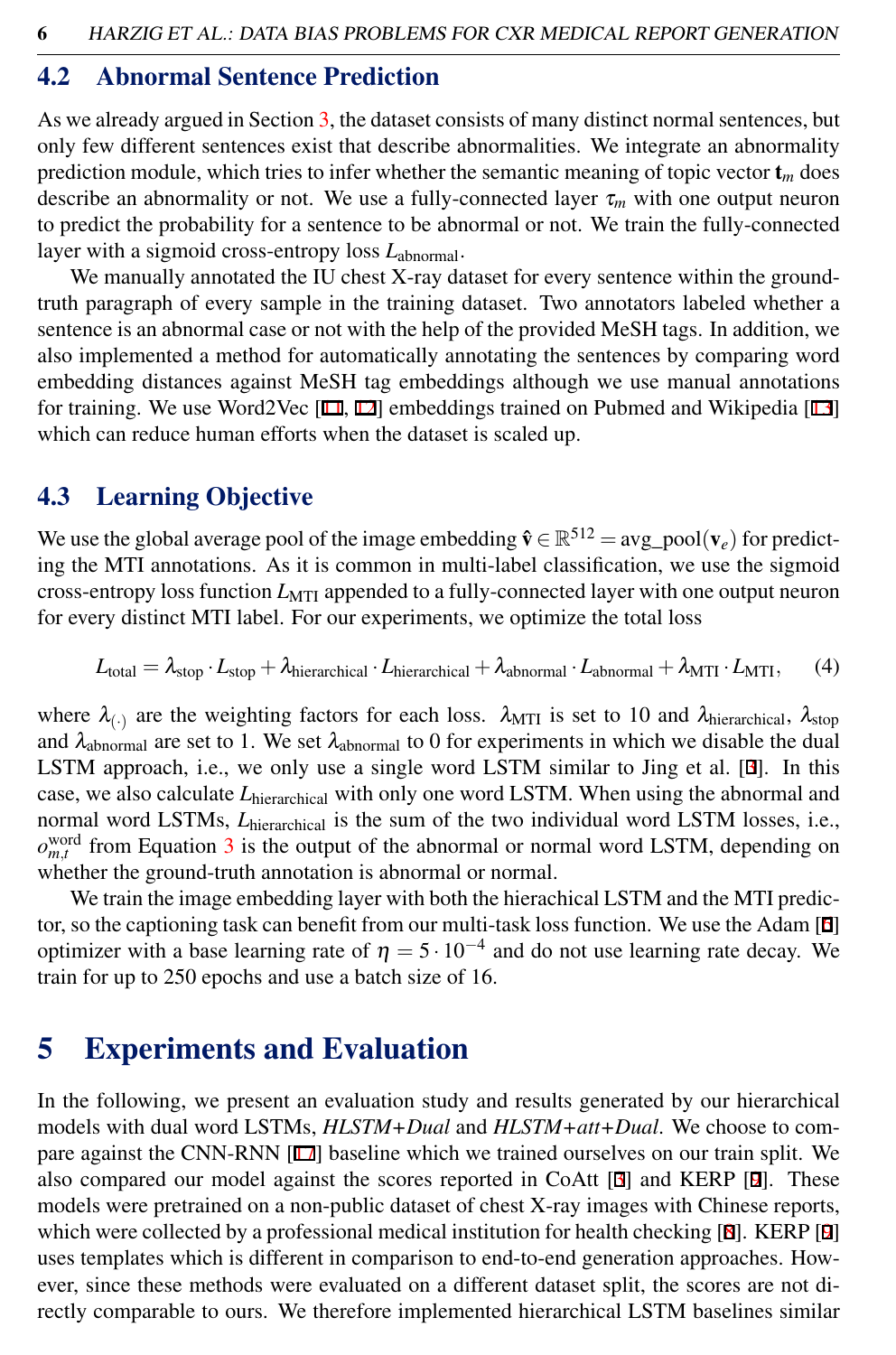## 4.2 Abnormal Sentence Prediction

As we already argued in Section 3, the dataset consists of many distinct normal sentences, but only few different sentences exist that describe abnormalities. We integrate an abnormality prediction module, which tries to infer whether the semantic meaning of topic vector $\mathbf{t}_m$ does describe an abnormality or not. We use a fully-connected layer $\tau_m$ with one output neuron to predict the probability for a sentence to be abnormal or not. We train the fully-connected layer with a sigmoid cross-entropy loss $L_{\text{abnormal}}$.

We manually annotated the IU chest X-ray dataset for every sentence within the ground-truth paragraph of every sample in the training dataset. Two annotators labeled whether a sentence is an abnormal case or not with the help of the provided MeSH tags. In addition, we also implemented a method for automatically annotating the sentences by comparing word embedding distances against MeSH tag embeddings although we use manual annotations for training. We use Word2Vec [11, 12] embeddings trained on Pubmed and Wikipedia [13] which can reduce human efforts when the dataset is scaled up.

## 4.3 Learning Objective

We use the global average pool of the image embedding $\hat{\mathbf{v}} \in \mathbb{R}^{512} = \text{avg\_pool}(\mathbf{v}_e)$ for predicting the MTI annotations. As it is common in multi-label classification, we use the sigmoid cross-entropy loss function $L_{\text{MTI}}$ appended to a fully-connected layer with one output neuron for every distinct MTI label. For our experiments, we optimize the total loss

$$L_{\text{total}} = \lambda_{\text{stop}} \cdot L_{\text{stop}} + \lambda_{\text{hierarchical}} \cdot L_{\text{hierarchical}} + \lambda_{\text{abnormal}} \cdot L_{\text{abnormal}} + \lambda_{\text{MTI}} \cdot L_{\text{MTI}}, \quad (4)$$

where $\lambda_{(\cdot)}$ are the weighting factors for each loss. $\lambda_{\text{MTI}}$ is set to 10 and $\lambda_{\text{hierarchical}}$, $\lambda_{\text{stop}}$ and $\lambda_{\text{abnormal}}$ are set to 1. We set $\lambda_{\text{abnormal}}$ to 0 for experiments in which we disable the dual LSTM approach, i.e., we only use a single word LSTM similar to Jing et al. [3]. In this case, we also calculate $L_{\text{hierarchical}}$ with only one word LSTM. When using the abnormal and normal word LSTMs, $L_{\text{hierarchical}}$ is the sum of the two individual word LSTM losses, i.e., $o^{\text{word}}_{m,t}$ from Equation 3 is the output of the abnormal or normal word LSTM, depending on whether the ground-truth annotation is abnormal or normal.

We train the image embedding layer with both the hierachical LSTM and the MTI predictor, so the captioning task can benefit from our multi-task loss function. We use the Adam [6] optimizer with a base learning rate of $\eta = 5 \cdot 10^{-4}$ and do not use learning rate decay. We train for up to 250 epochs and use a batch size of 16.

# 5 Experiments and Evaluation

In the following, we present an evaluation study and results generated by our hierarchical models with dual word LSTMs, *HLSTM+Dual* and *HLSTM+att+Dual*. We choose to compare against the CNN-RNN [17] baseline which we trained ourselves on our train split. We also compared our model against the scores reported in CoAtt [3] and KERP [9]. These models were pretrained on a non-public dataset of chest X-ray images with Chinese reports, which were collected by a professional medical institution for health checking [8]. KERP [9] uses templates which is different in comparison to end-to-end generation approaches. However, since these methods were evaluated on a different dataset split, the scores are not directly comparable to ours. We therefore implemented hierarchical LSTM baselines similar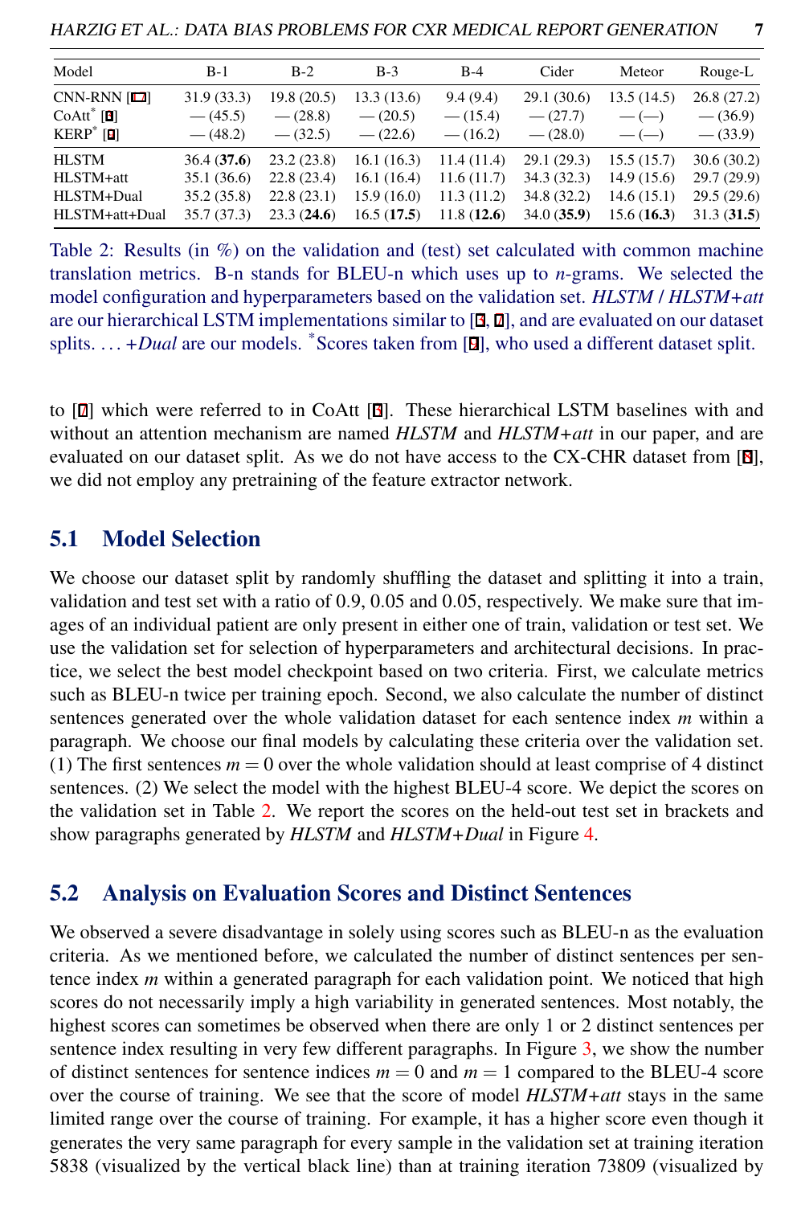| Model | B-1 | B-2 | B-3 | B-4 | Cider | Meteor | Rouge-L |
|---|---|---|---|---|---|---|---|
| CNN-RNN [17] | 31.9 (33.3) | 19.8 (20.5) | 13.3 (13.6) | 9.4 (9.4) | 29.1 (30.6) | 13.5 (14.5) | 26.8 (27.2) |
| CoAtt* [8] | — (45.5) | — (28.8) | — (20.5) | — (15.4) | — (27.7) | — (—) | — (36.9) |
| KERP* [9] | — (48.2) | — (32.5) | — (22.6) | — (16.2) | — (28.0) | — (—) | — (33.9) |
| HLSTM | 36.4 (**37.6**) | 23.2 (23.8) | 16.1 (16.3) | 11.4 (11.4) | 29.1 (29.3) | 15.5 (15.7) | 30.6 (30.2) |
| HLSTM+att | 35.1 (36.6) | 22.8 (23.4) | 16.1 (16.4) | 11.6 (11.7) | 34.3 (32.3) | 14.9 (15.6) | 29.7 (29.9) |
| HLSTM+Dual | 35.2 (35.8) | 22.8 (23.1) | 15.9 (16.0) | 11.3 (11.2) | 34.8 (32.2) | 14.6 (15.1) | 29.5 (29.6) |
| HLSTM+att+Dual | 35.7 (37.3) | 23.3 (**24.6**) | 16.5 (**17.5**) | 11.8 (**12.6**) | 34.0 (**35.9**) | 15.6 (**16.3**) | 31.3 (**31.5**) |

Table 2: Results (in %) on the validation and (test) set calculated with common machine translation metrics. B-n stands for BLEU-n which uses up to *n*-grams. We selected the model configuration and hyperparameters based on the validation set. *HLSTM* / *HLSTM+att* are our hierarchical LSTM implementations similar to [3, 7], and are evaluated on our dataset splits. … *+Dual* are our models. *Scores taken from [9], who used a different dataset split.

to [7] which were referred to in CoAtt [3]. These hierarchical LSTM baselines with and without an attention mechanism are named *HLSTM* and *HLSTM+att* in our paper, and are evaluated on our dataset split. As we do not have access to the CX-CHR dataset from [8], we did not employ any pretraining of the feature extractor network.

## 5.1 Model Selection

We choose our dataset split by randomly shuffling the dataset and splitting it into a train, validation and test set with a ratio of 0.9, 0.05 and 0.05, respectively. We make sure that images of an individual patient are only present in either one of train, validation or test set. We use the validation set for selection of hyperparameters and architectural decisions. In practice, we select the best model checkpoint based on two criteria. First, we calculate metrics such as BLEU-n twice per training epoch. Second, we also calculate the number of distinct sentences generated over the whole validation dataset for each sentence index $m$ within a paragraph. We choose our final models by calculating these criteria over the validation set. (1) The first sentences $m = 0$ over the whole validation should at least comprise of 4 distinct sentences. (2) We select the model with the highest BLEU-4 score. We depict the scores on the validation set in Table 2. We report the scores on the held-out test set in brackets and show paragraphs generated by *HLSTM* and *HLSTM+Dual* in Figure 4.

## 5.2 Analysis on Evaluation Scores and Distinct Sentences

We observed a severe disadvantage in solely using scores such as BLEU-n as the evaluation criteria. As we mentioned before, we calculated the number of distinct sentences per sentence index $m$ within a generated paragraph for each validation point. We noticed that high scores do not necessarily imply a high variability in generated sentences. Most notably, the highest scores can sometimes be observed when there are only 1 or 2 distinct sentences per sentence index resulting in very few different paragraphs. In Figure 3, we show the number of distinct sentences for sentence indices $m = 0$ and $m = 1$ compared to the BLEU-4 score over the course of training. We see that the score of model *HLSTM+att* stays in the same limited range over the course of training. For example, it has a higher score even though it generates the very same paragraph for every sample in the validation set at training iteration 5838 (visualized by the vertical black line) than at training iteration 73809 (visualized by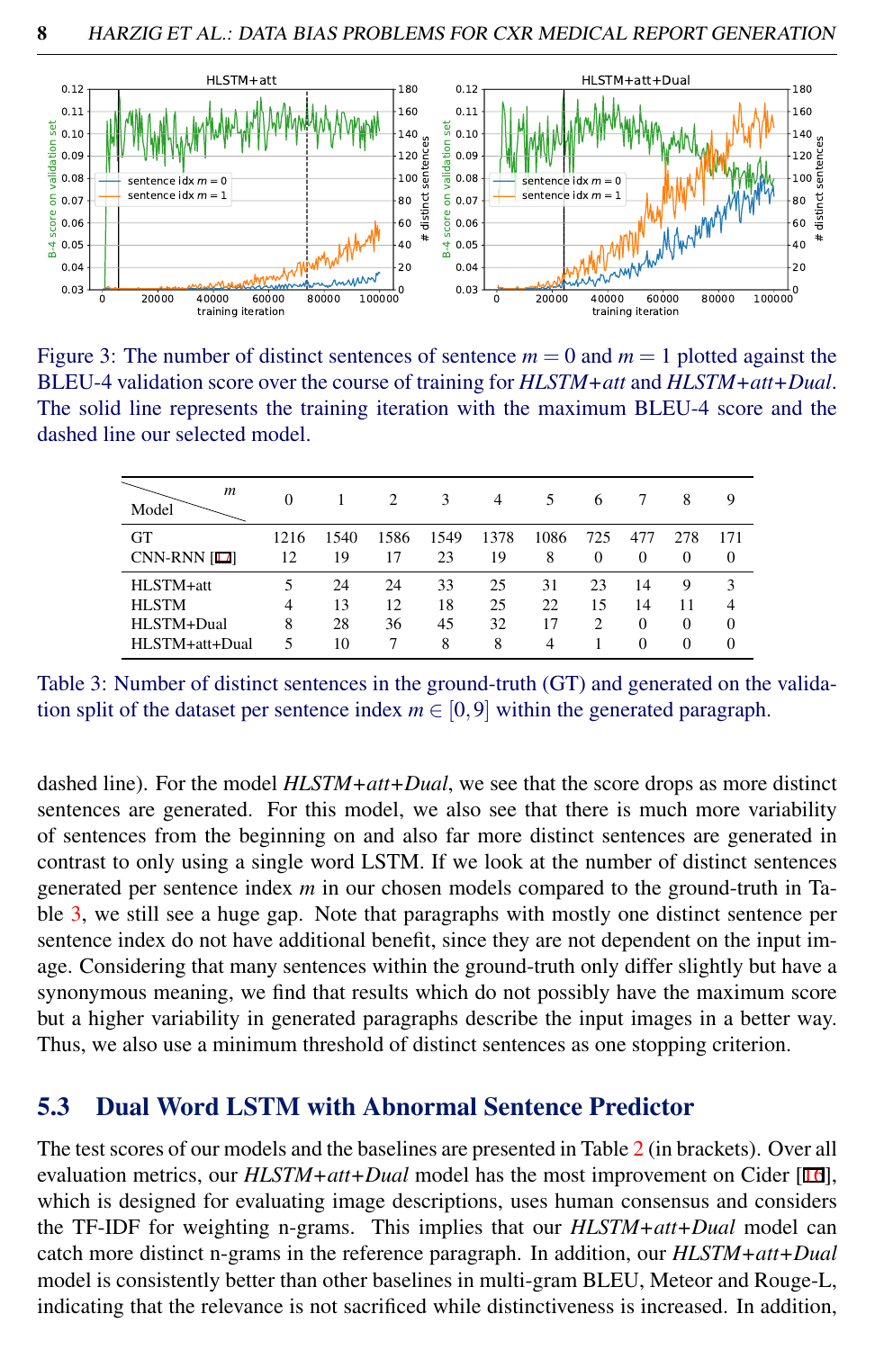Figure 3: The number of distinct sentences of sentence $m = 0$ and $m = 1$ plotted against the BLEU-4 validation score over the course of training for *HLSTM+att* and *HLSTM+att+Dual*. The solid line represents the training iteration with the maximum BLEU-4 score and the dashed line our selected model.

| Model \ $m$ | 0 | 1 | 2 | 3 | 4 | 5 | 6 | 7 | 8 | 9 |
|---|---|---|---|---|---|---|---|---|---|---|
| GT | 1216 | 1540 | 1586 | 1549 | 1378 | 1086 | 725 | 477 | 278 | 171 |
| CNN-RNN [17] | 12 | 19 | 17 | 23 | 19 | 8 | 0 | 0 | 0 | 0 |
| HLSTM+att | 5 | 24 | 24 | 33 | 25 | 31 | 23 | 14 | 9 | 3 |
| HLSTM | 4 | 13 | 12 | 18 | 25 | 22 | 15 | 14 | 11 | 4 |
| HLSTM+Dual | 8 | 28 | 36 | 45 | 32 | 17 | 2 | 0 | 0 | 0 |
| HLSTM+att+Dual | 5 | 10 | 7 | 8 | 8 | 4 | 1 | 0 | 0 | 0 |

Table 3: Number of distinct sentences in the ground-truth (GT) and generated on the validation split of the dataset per sentence index $m \in [0, 9]$ within the generated paragraph.

dashed line). For the model *HLSTM+att+Dual*, we see that the score drops as more distinct sentences are generated. For this model, we also see that there is much more variability of sentences from the beginning on and also far more distinct sentences are generated in contrast to only using a single word LSTM. If we look at the number of distinct sentences generated per sentence index $m$ in our chosen models compared to the ground-truth in Table 3, we still see a huge gap. Note that paragraphs with mostly one distinct sentence per sentence index do not have additional benefit, since they are not dependent on the input image. Considering that many sentences within the ground-truth only differ slightly but have a synonymous meaning, we find that results which do not possibly have the maximum score but a higher variability in generated paragraphs describe the input images in a better way. Thus, we also use a minimum threshold of distinct sentences as one stopping criterion.

## 5.3 Dual Word LSTM with Abnormal Sentence Predictor

The test scores of our models and the baselines are presented in Table 2 (in brackets). Over all evaluation metrics, our *HLSTM+att+Dual* model has the most improvement on Cider [16], which is designed for evaluating image descriptions, uses human consensus and considers the TF-IDF for weighting n-grams. This implies that our *HLSTM+att+Dual* model can catch more distinct n-grams in the reference paragraph. In addition, our *HLSTM+att+Dual* model is consistently better than other baselines in multi-gram BLEU, Meteor and Rouge-L, indicating that the relevance is not sacrificed while distinctiveness is increased. In addition,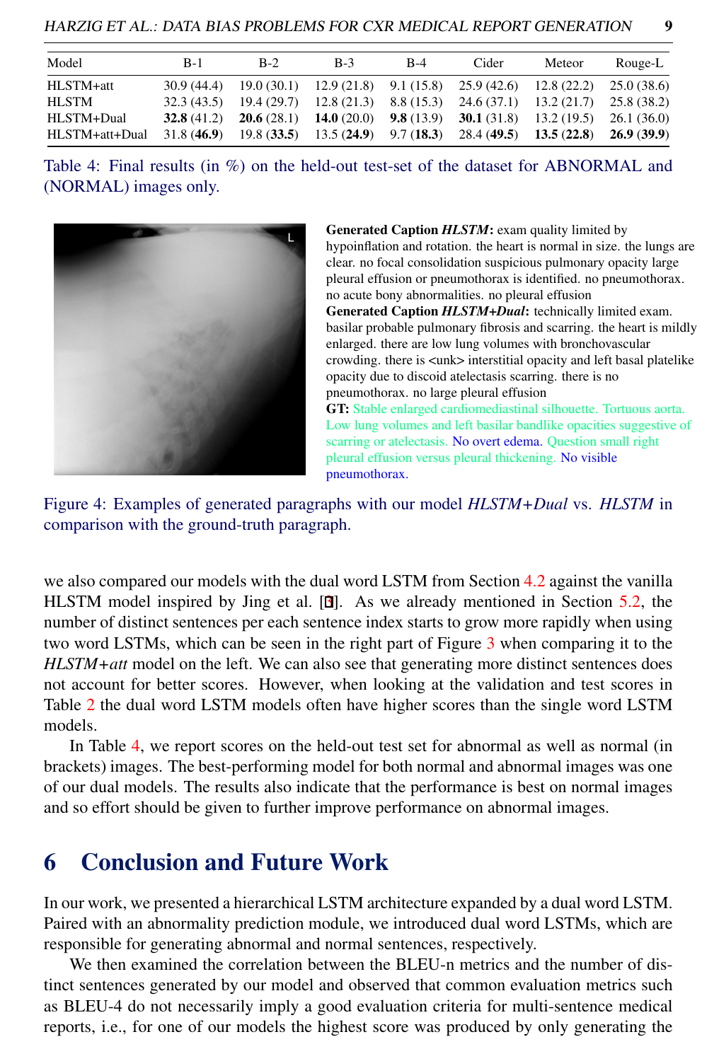| Model | B-1 | B-2 | B-3 | B-4 | Cider | Meteor | Rouge-L |
|---|---|---|---|---|---|---|---|
| HLSTM+att | 30.9 (44.4) | 19.0 (30.1) | 12.9 (21.8) | 9.1 (15.8) | 25.9 (42.6) | 12.8 (22.2) | 25.0 (38.6) |
| HLSTM | 32.3 (43.5) | 19.4 (29.7) | 12.8 (21.3) | 8.8 (15.3) | 24.6 (37.1) | 13.2 (21.7) | 25.8 (38.2) |
| HLSTM+Dual | **32.8** (41.2) | **20.6** (28.1) | **14.0** (20.0) | **9.8** (13.9) | **30.1** (31.8) | 13.2 (19.5) | 26.1 (36.0) |
| HLSTM+att+Dual | 31.8 (**46.9**) | 19.8 (**33.5**) | 13.5 (**24.9**) | 9.7 (**18.3**) | 28.4 (**49.5**) | **13.5** (**22.8**) | **26.9** (**39.9**) |

Table 4: Final results (in %) on the held-out test-set of the dataset for ABNORMAL and (NORMAL) images only.

**Generated Caption *HLSTM*:** exam quality limited by hypoinflation and rotation. the heart is normal in size. the lungs are clear. no focal consolidation suspicious pulmonary opacity large pleural effusion or pneumothorax is identified. no pneumothorax. no acute bony abnormalities. no pleural effusion

**Generated Caption *HLSTM+Dual*:** technically limited exam. basilar probable pulmonary fibrosis and scarring. the heart is mildly enlarged. there are low lung volumes with bronchovascular crowding. there is <unk> interstitial opacity and left basal platelike opacity due to discoid atelectasis scarring. there is no pneumothorax. no large pleural effusion

**GT:** Stable enlarged cardiomediastinal silhouette. Tortuous aorta. Low lung volumes and left basilar bandlike opacities suggestive of scarring or atelectasis. No overt edema. Question small right pleural effusion versus pleural thickening. No visible pneumothorax.

Figure 4: Examples of generated paragraphs with our model *HLSTM+Dual* vs. *HLSTM* in comparison with the ground-truth paragraph.

we also compared our models with the dual word LSTM from Section 4.2 against the vanilla HLSTM model inspired by Jing et al. [1]. As we already mentioned in Section 5.2, the number of distinct sentences per each sentence index starts to grow more rapidly when using two word LSTMs, which can be seen in the right part of Figure 3 when comparing it to the *HLSTM+att* model on the left. We can also see that generating more distinct sentences does not account for better scores. However, when looking at the validation and test scores in Table 2 the dual word LSTM models often have higher scores than the single word LSTM models.

In Table 4, we report scores on the held-out test set for abnormal as well as normal (in brackets) images. The best-performing model for both normal and abnormal images was one of our dual models. The results also indicate that the performance is best on normal images and so effort should be given to further improve performance on abnormal images.

# 6 Conclusion and Future Work

In our work, we presented a hierarchical LSTM architecture expanded by a dual word LSTM. Paired with an abnormality prediction module, we introduced dual word LSTMs, which are responsible for generating abnormal and normal sentences, respectively.

We then examined the correlation between the BLEU-n metrics and the number of distinct sentences generated by our model and observed that common evaluation metrics such as BLEU-4 do not necessarily imply a good evaluation criteria for multi-sentence medical reports, i.e., for one of our models the highest score was produced by only generating the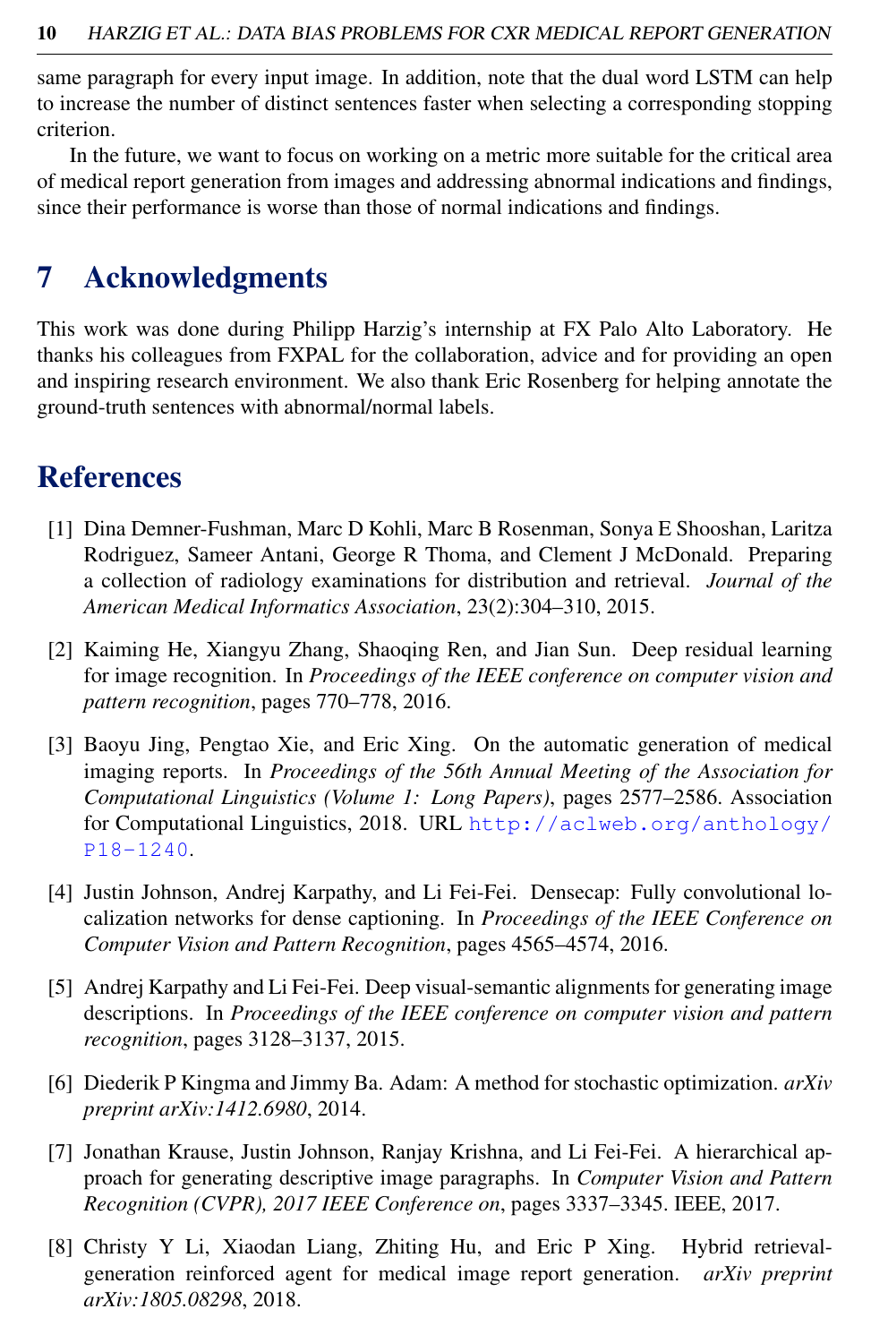same paragraph for every input image. In addition, note that the dual word LSTM can help to increase the number of distinct sentences faster when selecting a corresponding stopping criterion.

In the future, we want to focus on working on a metric more suitable for the critical area of medical report generation from images and addressing abnormal indications and findings, since their performance is worse than those of normal indications and findings.

# 7 Acknowledgments

This work was done during Philipp Harzig's internship at FX Palo Alto Laboratory. He thanks his colleagues from FXPAL for the collaboration, advice and for providing an open and inspiring research environment. We also thank Eric Rosenberg for helping annotate the ground-truth sentences with abnormal/normal labels.

# References

[1] Dina Demner-Fushman, Marc D Kohli, Marc B Rosenman, Sonya E Shooshan, Laritza Rodriguez, Sameer Antani, George R Thoma, and Clement J McDonald. Preparing a collection of radiology examinations for distribution and retrieval. *Journal of the American Medical Informatics Association*, 23(2):304–310, 2015.

[2] Kaiming He, Xiangyu Zhang, Shaoqing Ren, and Jian Sun. Deep residual learning for image recognition. In *Proceedings of the IEEE conference on computer vision and pattern recognition*, pages 770–778, 2016.

[3] Baoyu Jing, Pengtao Xie, and Eric Xing. On the automatic generation of medical imaging reports. In *Proceedings of the 56th Annual Meeting of the Association for Computational Linguistics (Volume 1: Long Papers)*, pages 2577–2586. Association for Computational Linguistics, 2018. URL http://aclweb.org/anthology/P18-1240.

[4] Justin Johnson, Andrej Karpathy, and Li Fei-Fei. Densecap: Fully convolutional localization networks for dense captioning. In *Proceedings of the IEEE Conference on Computer Vision and Pattern Recognition*, pages 4565–4574, 2016.

[5] Andrej Karpathy and Li Fei-Fei. Deep visual-semantic alignments for generating image descriptions. In *Proceedings of the IEEE conference on computer vision and pattern recognition*, pages 3128–3137, 2015.

[6] Diederik P Kingma and Jimmy Ba. Adam: A method for stochastic optimization. *arXiv preprint arXiv:1412.6980*, 2014.

[7] Jonathan Krause, Justin Johnson, Ranjay Krishna, and Li Fei-Fei. A hierarchical approach for generating descriptive image paragraphs. In *Computer Vision and Pattern Recognition (CVPR), 2017 IEEE Conference on*, pages 3337–3345. IEEE, 2017.

[8] Christy Y Li, Xiaodan Liang, Zhiting Hu, and Eric P Xing. Hybrid retrieval-generation reinforced agent for medical image report generation. *arXiv preprint arXiv:1805.08298*, 2018.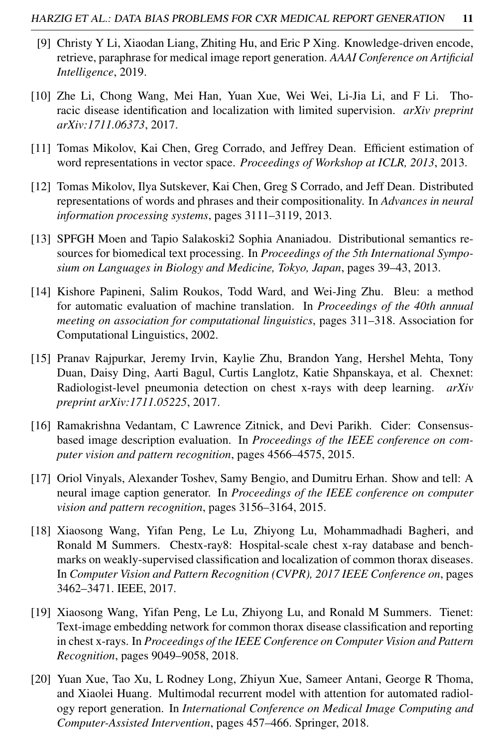[9] Christy Y Li, Xiaodan Liang, Zhiting Hu, and Eric P Xing. Knowledge-driven encode, retrieve, paraphrase for medical image report generation. *AAAI Conference on Artificial Intelligence*, 2019.

[10] Zhe Li, Chong Wang, Mei Han, Yuan Xue, Wei Wei, Li-Jia Li, and F Li. Thoracic disease identification and localization with limited supervision. *arXiv preprint arXiv:1711.06373*, 2017.

[11] Tomas Mikolov, Kai Chen, Greg Corrado, and Jeffrey Dean. Efficient estimation of word representations in vector space. *Proceedings of Workshop at ICLR, 2013*, 2013.

[12] Tomas Mikolov, Ilya Sutskever, Kai Chen, Greg S Corrado, and Jeff Dean. Distributed representations of words and phrases and their compositionality. In *Advances in neural information processing systems*, pages 3111–3119, 2013.

[13] SPFGH Moen and Tapio Salakoski2 Sophia Ananiadou. Distributional semantics resources for biomedical text processing. In *Proceedings of the 5th International Symposium on Languages in Biology and Medicine, Tokyo, Japan*, pages 39–43, 2013.

[14] Kishore Papineni, Salim Roukos, Todd Ward, and Wei-Jing Zhu. Bleu: a method for automatic evaluation of machine translation. In *Proceedings of the 40th annual meeting on association for computational linguistics*, pages 311–318. Association for Computational Linguistics, 2002.

[15] Pranav Rajpurkar, Jeremy Irvin, Kaylie Zhu, Brandon Yang, Hershel Mehta, Tony Duan, Daisy Ding, Aarti Bagul, Curtis Langlotz, Katie Shpanskaya, et al. Chexnet: Radiologist-level pneumonia detection on chest x-rays with deep learning. *arXiv preprint arXiv:1711.05225*, 2017.

[16] Ramakrishna Vedantam, C Lawrence Zitnick, and Devi Parikh. Cider: Consensus-based image description evaluation. In *Proceedings of the IEEE conference on computer vision and pattern recognition*, pages 4566–4575, 2015.

[17] Oriol Vinyals, Alexander Toshev, Samy Bengio, and Dumitru Erhan. Show and tell: A neural image caption generator. In *Proceedings of the IEEE conference on computer vision and pattern recognition*, pages 3156–3164, 2015.

[18] Xiaosong Wang, Yifan Peng, Le Lu, Zhiyong Lu, Mohammadhadi Bagheri, and Ronald M Summers. Chestx-ray8: Hospital-scale chest x-ray database and benchmarks on weakly-supervised classification and localization of common thorax diseases. In *Computer Vision and Pattern Recognition (CVPR), 2017 IEEE Conference on*, pages 3462–3471. IEEE, 2017.

[19] Xiaosong Wang, Yifan Peng, Le Lu, Zhiyong Lu, and Ronald M Summers. Tienet: Text-image embedding network for common thorax disease classification and reporting in chest x-rays. In *Proceedings of the IEEE Conference on Computer Vision and Pattern Recognition*, pages 9049–9058, 2018.

[20] Yuan Xue, Tao Xu, L Rodney Long, Zhiyun Xue, Sameer Antani, George R Thoma, and Xiaolei Huang. Multimodal recurrent model with attention for automated radiology report generation. In *International Conference on Medical Image Computing and Computer-Assisted Intervention*, pages 457–466. Springer, 2018.